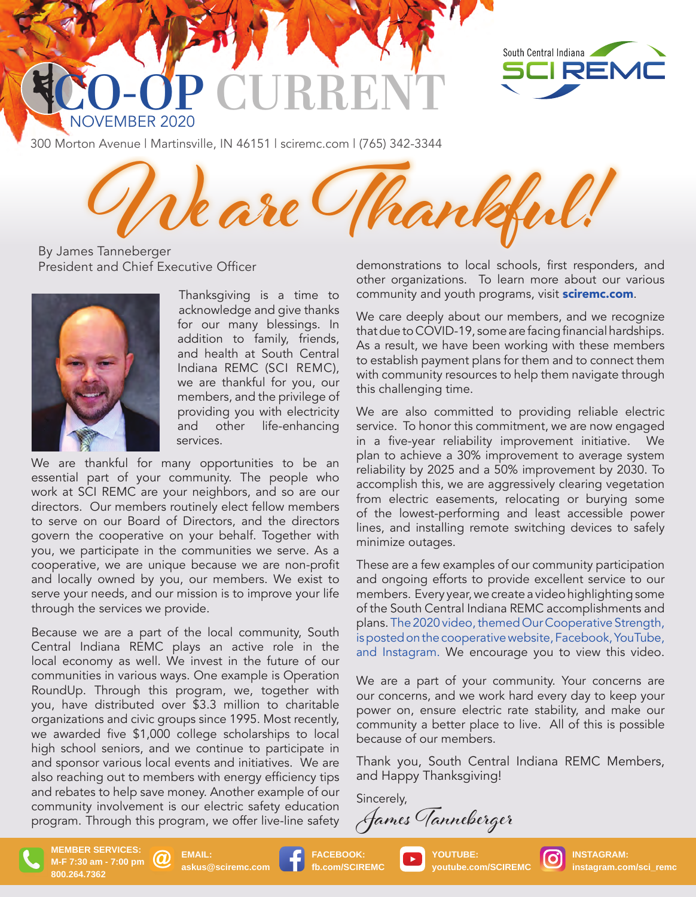# CO-OP CURRENT

NOVEMBER 2020

South Central Indiana SCI REMC

300 Morton Avenue | Martinsville, IN 46151 | sciremc.com | (765) 342-3344

## We are Thankful!

By James Tanneberger
President and Chief Executive Officer

Thanksgiving is a time to acknowledge and give thanks for our many blessings. In addition to family, friends, and health at South Central Indiana REMC (SCI REMC), we are thankful for you, our members, and the privilege of providing you with electricity and other life-enhancing services.

We are thankful for many opportunities to be an essential part of your community. The people who work at SCI REMC are your neighbors, and so are our directors. Our members routinely elect fellow members to serve on our Board of Directors, and the directors govern the cooperative on your behalf. Together with you, we participate in the communities we serve. As a cooperative, we are unique because we are non-profit and locally owned by you, our members. We exist to serve your needs, and our mission is to improve your life through the services we provide.

Because we are a part of the local community, South Central Indiana REMC plays an active role in the local economy as well. We invest in the future of our communities in various ways. One example is Operation RoundUp. Through this program, we, together with you, have distributed over $3.3 million to charitable organizations and civic groups since 1995. Most recently, we awarded five $1,000 college scholarships to local high school seniors, and we continue to participate in and sponsor various local events and initiatives. We are also reaching out to members with energy efficiency tips and rebates to help save money. Another example of our community involvement is our electric safety education program. Through this program, we offer live-line safety demonstrations to local schools, first responders, and other organizations. To learn more about our various community and youth programs, visit **sciremc.com**.

We care deeply about our members, and we recognize that due to COVID-19, some are facing financial hardships. As a result, we have been working with these members to establish payment plans for them and to connect them with community resources to help them navigate through this challenging time.

We are also committed to providing reliable electric service. To honor this commitment, we are now engaged in a five-year reliability improvement initiative. We plan to achieve a 30% improvement to average system reliability by 2025 and a 50% improvement by 2030. To accomplish this, we are aggressively clearing vegetation from electric easements, relocating or burying some of the lowest-performing and least accessible power lines, and installing remote switching devices to safely minimize outages.

These are a few examples of our community participation and ongoing efforts to provide excellent service to our members. Every year, we create a video highlighting some of the South Central Indiana REMC accomplishments and plans. The 2020 video, themed Our Cooperative Strength, is posted on the cooperative website, Facebook, YouTube, and Instagram. We encourage you to view this video.

We are a part of your community. Your concerns are our concerns, and we work hard every day to keep your power on, ensure electric rate stability, and make our community a better place to live. All of this is possible because of our members.

Thank you, South Central Indiana REMC Members, and Happy Thanksgiving!

Sincerely,

*James Tanneberger*

**MEMBER SERVICES:** M-F 7:30 am - 7:00 pm 800.264.7362 | **EMAIL:** askus@sciremc.com | **FACEBOOK:** fb.com/SCIREMC | **YOUTUBE:** youtube.com/SCIREMC | **INSTAGRAM:** instagram.com/sci_remc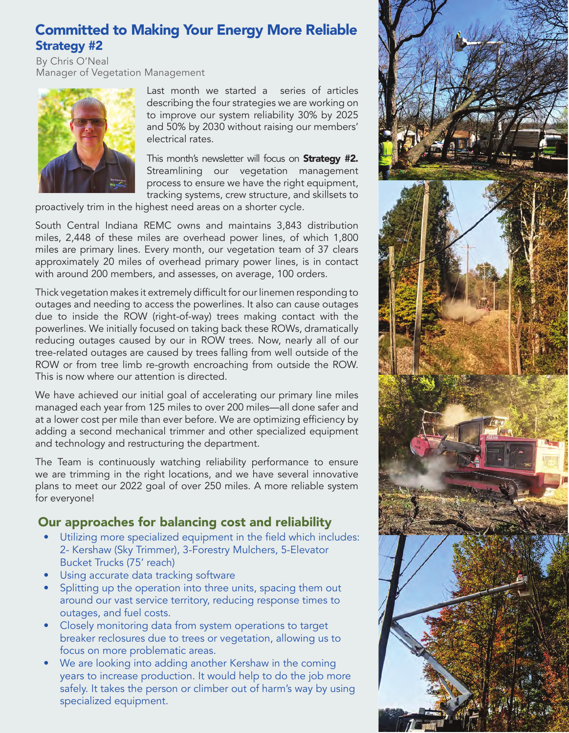# Committed to Making Your Energy More Reliable

## Strategy #2

By Chris O'Neal
Manager of Vegetation Management

Last month we started a series of articles describing the four strategies we are working on to improve our system reliability 30% by 2025 and 50% by 2030 without raising our members' electrical rates.

This month's newsletter will focus on **Strategy #2.** Streamlining our vegetation management process to ensure we have the right equipment, tracking systems, crew structure, and skillsets to proactively trim in the highest need areas on a shorter cycle.

South Central Indiana REMC owns and maintains 3,843 distribution miles, 2,448 of these miles are overhead power lines, of which 1,800 miles are primary lines. Every month, our vegetation team of 37 clears approximately 20 miles of overhead primary power lines, is in contact with around 200 members, and assesses, on average, 100 orders.

Thick vegetation makes it extremely difficult for our linemen responding to outages and needing to access the powerlines. It also can cause outages due to inside the ROW (right-of-way) trees making contact with the powerlines. We initially focused on taking back these ROWs, dramatically reducing outages caused by our in ROW trees. Now, nearly all of our tree-related outages are caused by trees falling from well outside of the ROW or from tree limb re-growth encroaching from outside the ROW. This is now where our attention is directed.

We have achieved our initial goal of accelerating our primary line miles managed each year from 125 miles to over 200 miles—all done safer and at a lower cost per mile than ever before. We are optimizing efficiency by adding a second mechanical trimmer and other specialized equipment and technology and restructuring the department.

The Team is continuously watching reliability performance to ensure we are trimming in the right locations, and we have several innovative plans to meet our 2022 goal of over 250 miles. A more reliable system for everyone!

## Our approaches for balancing cost and reliability

- Utilizing more specialized equipment in the field which includes: 2- Kershaw (Sky Trimmer), 3-Forestry Mulchers, 5-Elevator Bucket Trucks (75' reach)
- Using accurate data tracking software
- Splitting up the operation into three units, spacing them out around our vast service territory, reducing response times to outages, and fuel costs.
- Closely monitoring data from system operations to target breaker reclosures due to trees or vegetation, allowing us to focus on more problematic areas.
- We are looking into adding another Kershaw in the coming years to increase production. It would help to do the job more safely. It takes the person or climber out of harm's way by using specialized equipment.